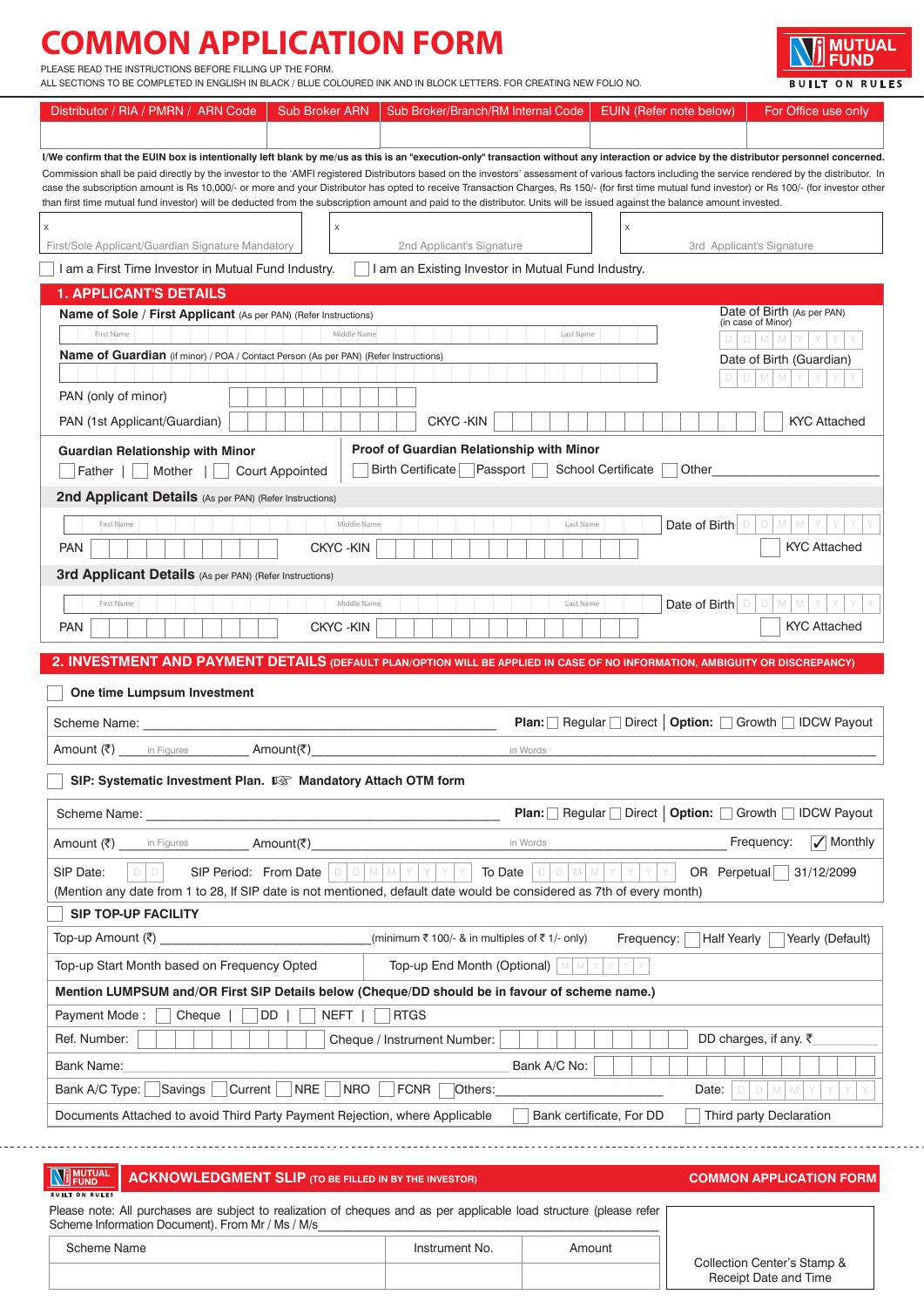# COMMON APPLICATION FORM

PLEASE READ THE INSTRUCTIONS BEFORE FILLING UP THE FORM.
ALL SECTIONS TO BE COMPLETED IN ENGLISH IN BLACK / BLUE COLOURED INK AND IN BLOCK LETTERS. FOR CREATING NEW FOLIO NO.

NJ MUTUAL FUND
BUILT ON RULES

| Distributor / RIA / PMRN / ARN Code | Sub Broker ARN | Sub Broker/Branch/RM Internal Code | EUIN (Refer note below) | For Office use only |
|---|---|---|---|---|
| | | | | |

**I/We confirm that the EUIN box is intentionally left blank by me/us as this is an "execution-only" transaction without any interaction or advice by the distributor personnel concerned.**

Commission shall be paid directly by the investor to the 'AMFI registered Distributors based on the investors' assessment of various factors including the service rendered by the distributor. In case the subscription amount is Rs 10,000/- or more and your Distributor has opted to receive Transaction Charges, Rs 150/- (for first time mutual fund investor) or Rs 100/- (for investor other than first time mutual fund investor) will be deducted from the subscription amount and paid to the distributor. Units will be issued against the balance amount invested.

| x First/Sole Applicant/Guardian Signature Mandatory | x 2nd Applicant's Signature | x 3rd Applicant's Signature |
|---|---|---|

☐ I am a First Time Investor in Mutual Fund Industry. ☐ I am an Existing Investor in Mutual Fund Industry.

## 1. APPLICANT'S DETAILS

**Name of Sole / First Applicant** (As per PAN) (Refer Instructions)

First Name | Middle Name | Last Name

Date of Birth (As per PAN) (in case of Minor) D D M M Y Y Y Y

**Name of Guardian** (if minor) / POA / Contact Person (As per PAN) (Refer Instructions)

Date of Birth (Guardian) D D M M Y Y Y Y

PAN (only of minor)

PAN (1st Applicant/Guardian) CKYC -KIN ☐ KYC Attached

**Guardian Relationship with Minor**
☐ Father | ☐ Mother | ☐ Court Appointed

**Proof of Guardian Relationship with Minor**
☐ Birth Certificate ☐ Passport ☐ School Certificate ☐ Other____________________

**2nd Applicant Details** (As per PAN) (Refer Instructions)

First Name | Middle Name | Last Name — Date of Birth D D M M Y Y Y Y

PAN CKYC -KIN ☐ KYC Attached

**3rd Applicant Details** (As per PAN) (Refer Instructions)

First Name | Middle Name | Last Name — Date of Birth D D M M Y Y Y Y

PAN CKYC -KIN ☐ KYC Attached

## 2. INVESTMENT AND PAYMENT DETAILS (DEFAULT PLAN/OPTION WILL BE APPLIED IN CASE OF NO INFORMATION, AMBIGUITY OR DISCREPANCY)

☐ **One time Lumpsum Investment**

Scheme Name: ____________________ **Plan:** ☐ Regular ☐ Direct | **Option:** ☐ Growth ☐ IDCW Payout

Amount (₹) ______ in Figures ______ Amount(₹)______________ in Words ______________

☐ **SIP: Systematic Investment Plan.** ☞ **Mandatory Attach OTM form**

Scheme Name: ____________________ **Plan:** ☐ Regular ☐ Direct | **Option:** ☐ Growth ☐ IDCW Payout

Amount (₹) ______ in Figures ______ Amount(₹)______________ in Words ______________ Frequency: ☑ Monthly

SIP Date: D D SIP Period: From Date D D M M Y Y Y Y To Date D D M M Y Y Y Y OR Perpetual ☐ 31/12/2099

(Mention any date from 1 to 28, If SIP date is not mentioned, default date would be considered as 7th of every month)

☐ **SIP TOP-UP FACILITY**

Top-up Amount (₹) ____________________(minimum ₹ 100/- & in multiples of ₹ 1/- only) Frequency: ☐ Half Yearly ☐ Yearly (Default)

Top-up Start Month based on Frequency Opted | Top-up End Month (Optional) M M Y Y Y Y

**Mention LUMPSUM and/OR First SIP Details below (Cheque/DD should be in favour of scheme name.)**

Payment Mode : ☐ Cheque | ☐ DD | ☐ NEFT | ☐ RTGS

Ref. Number: Cheque / Instrument Number: DD charges, if any. ₹__________

Bank Name:______________________________ Bank A/C No:

Bank A/C Type: ☐ Savings ☐ Current ☐ NRE ☐ NRO ☐ FCNR ☐ Others:____________________ Date: D D M M Y Y Y Y

Documents Attached to avoid Third Party Payment Rejection, where Applicable ☐ Bank certificate, For DD ☐ Third party Declaration

---

NJ MUTUAL FUND BUILT ON RULES

## ACKNOWLEDGMENT SLIP (TO BE FILLED IN BY THE INVESTOR) — COMMON APPLICATION FORM

Please note: All purchases are subject to realization of cheques and as per applicable load structure (please refer Scheme Information Document). From Mr / Ms / M/s____________________________________

| Scheme Name | Instrument No. | Amount |
|---|---|---|
| | | |

Collection Center's Stamp & Receipt Date and Time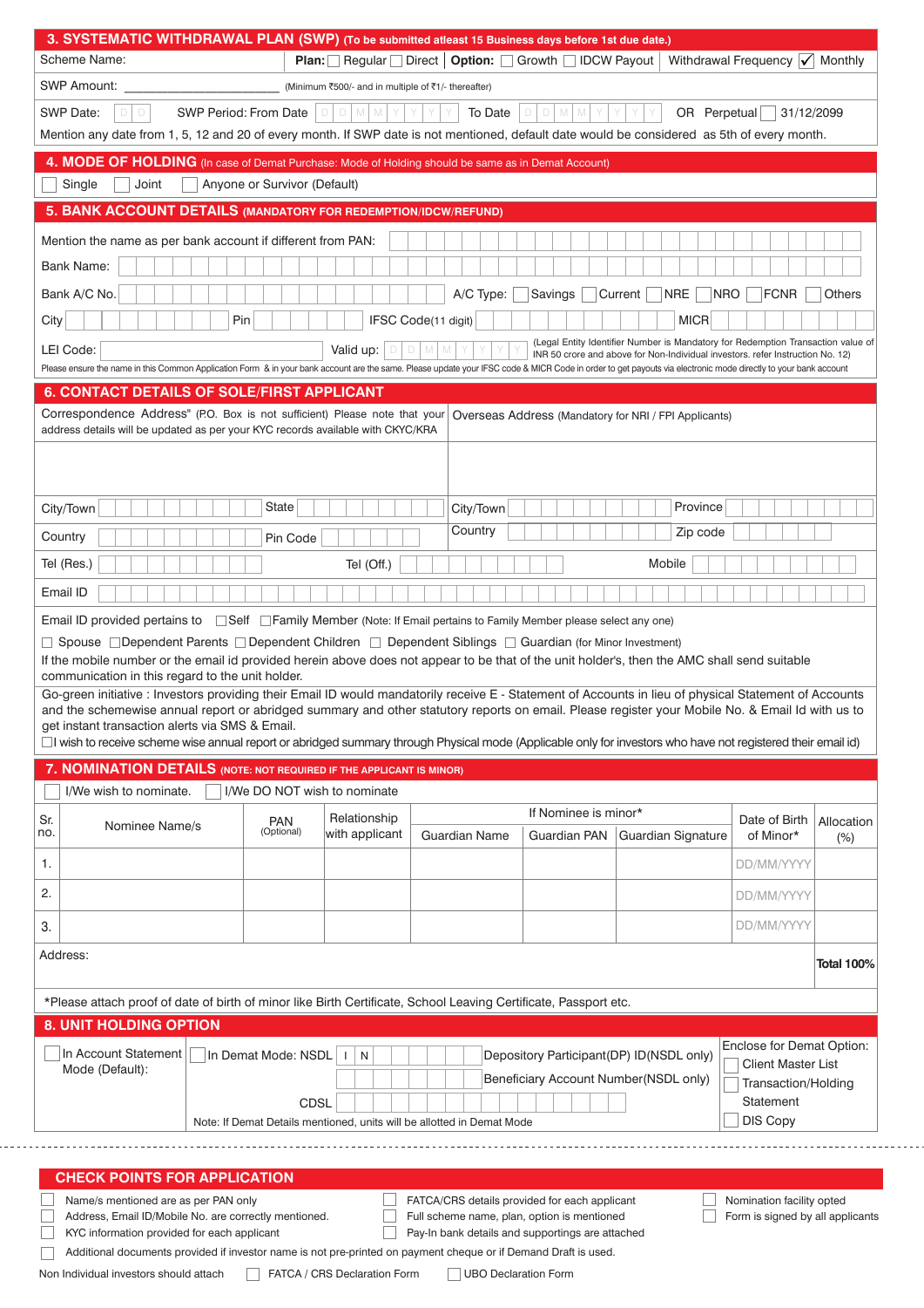## 3. SYSTEMATIC WITHDRAWAL PLAN (SWP) (To be submitted atleast 15 Business days before 1st due date.)

Scheme Name: ______ **Plan:** ☐ Regular ☐ Direct | **Option:** ☐ Growth ☐ IDCW Payout | Withdrawal Frequency ☑ Monthly

SWP Amount: ______ (Minimum ₹500/- and in multiple of ₹1/- thereafter)

SWP Date: D D  SWP Period: From Date D D M M Y Y Y Y  To Date D D M M Y Y Y Y  OR Perpetual ☐ 31/12/2099

Mention any date from 1, 5, 12 and 20 of every month. If SWP date is not mentioned, default date would be considered as 5th of every month.

## 4. MODE OF HOLDING (In case of Demat Purchase: Mode of Holding should be same as in Demat Account)

☐ Single ☐ Joint ☐ Anyone or Survivor (Default)

## 5. BANK ACCOUNT DETAILS (MANDATORY FOR REDEMPTION/IDCW/REFUND)

Mention the name as per bank account if different from PAN:

Bank Name:

Bank A/C No. ______ A/C Type: ☐ Savings ☐ Current ☐ NRE ☐ NRO ☐ FCNR ☐ Others

City ______ Pin ______ IFSC Code(11 digit) ______ MICR ______

LEI Code: ______ Valid up: D D M M Y Y Y Y (Legal Entity Identifier Number is Mandatory for Redemption Transaction value of INR 50 crore and above for Non-Individual investors. refer Instruction No. 12)

Please ensure the name in this Common Application Form & in your bank account are the same. Please update your IFSC code & MICR Code in order to get payouts via electronic mode directly to your bank account

## 6. CONTACT DETAILS OF SOLE/FIRST APPLICANT

Correspondence Address" (P.O. Box is not sufficient) Please note that your address details will be updated as per your KYC records available with CKYC/KRA

Overseas Address (Mandatory for NRI / FPI Applicants)

City/Town ______ State ______ | City/Town ______ Province ______

Country ______ Pin Code ______ | Country ______ Zip code ______

Tel (Res.) ______ Tel (Off.) ______ Mobile ______

Email ID ______

Email ID provided pertains to ☐ Self ☐ Family Member (Note: If Email pertains to Family Member please select any one)

☐ Spouse ☐ Dependent Parents ☐ Dependent Children ☐ Dependent Siblings ☐ Guardian (for Minor Investment)

If the mobile number or the email id provided herein above does not appear to be that of the unit holder's, then the AMC shall send suitable communication in this regard to the unit holder.

Go-green initiative : Investors providing their Email ID would mandatorily receive E - Statement of Accounts in lieu of physical Statement of Accounts and the schemewise annual report or abridged summary and other statutory reports on email. Please register your Mobile No. & Email Id with us to get instant transaction alerts via SMS & Email.

☐ I wish to receive scheme wise annual report or abridged summary through Physical mode (Applicable only for investors who have not registered their email id)

## 7. NOMINATION DETAILS (NOTE: NOT REQUIRED IF THE APPLICANT IS MINOR)

☐ I/We wish to nominate. ☐ I/We DO NOT wish to nominate

| Sr. no. | Nominee Name/s | PAN (Optional) | Relationship with applicant | If Nominee is minor* | | | Date of Birth of Minor* | Allocation (%) |
|---|---|---|---|---|---|---|---|---|
| | | | | Guardian Name | Guardian PAN | Guardian Signature | | |
| 1. | | | | | | | DD/MM/YYYY | |
| 2. | | | | | | | DD/MM/YYYY | |
| 3. | | | | | | | DD/MM/YYYY | |
| Address: | | | | | | | | Total 100% |

*Please attach proof of date of birth of minor like Birth Certificate, School Leaving Certificate, Passport etc.

## 8. UNIT HOLDING OPTION

☐ In Account Statement Mode (Default):

☐ In Demat Mode: NSDL I N ______ Depository Participant(DP) ID(NSDL only)

______ Beneficiary Account Number(NSDL only)

CDSL ______

Note: If Demat Details mentioned, units will be allotted in Demat Mode

Enclose for Demat Option:
- ☐ Client Master List
- ☐ Transaction/Holding Statement
- ☐ DIS Copy

## CHECK POINTS FOR APPLICATION

- ☐ Name/s mentioned are as per PAN only
- ☐ Address, Email ID/Mobile No. are correctly mentioned.
- ☐ KYC information provided for each applicant
- ☐ FATCA/CRS details provided for each applicant
- ☐ Full scheme name, plan, option is mentioned
- ☐ Pay-In bank details and supportings are attached
- ☐ Nomination facility opted
- ☐ Form is signed by all applicants
- ☐ Additional documents provided if investor name is not pre-printed on payment cheque or if Demand Draft is used.

Non Individual investors should attach ☐ FATCA / CRS Declaration Form ☐ UBO Declaration Form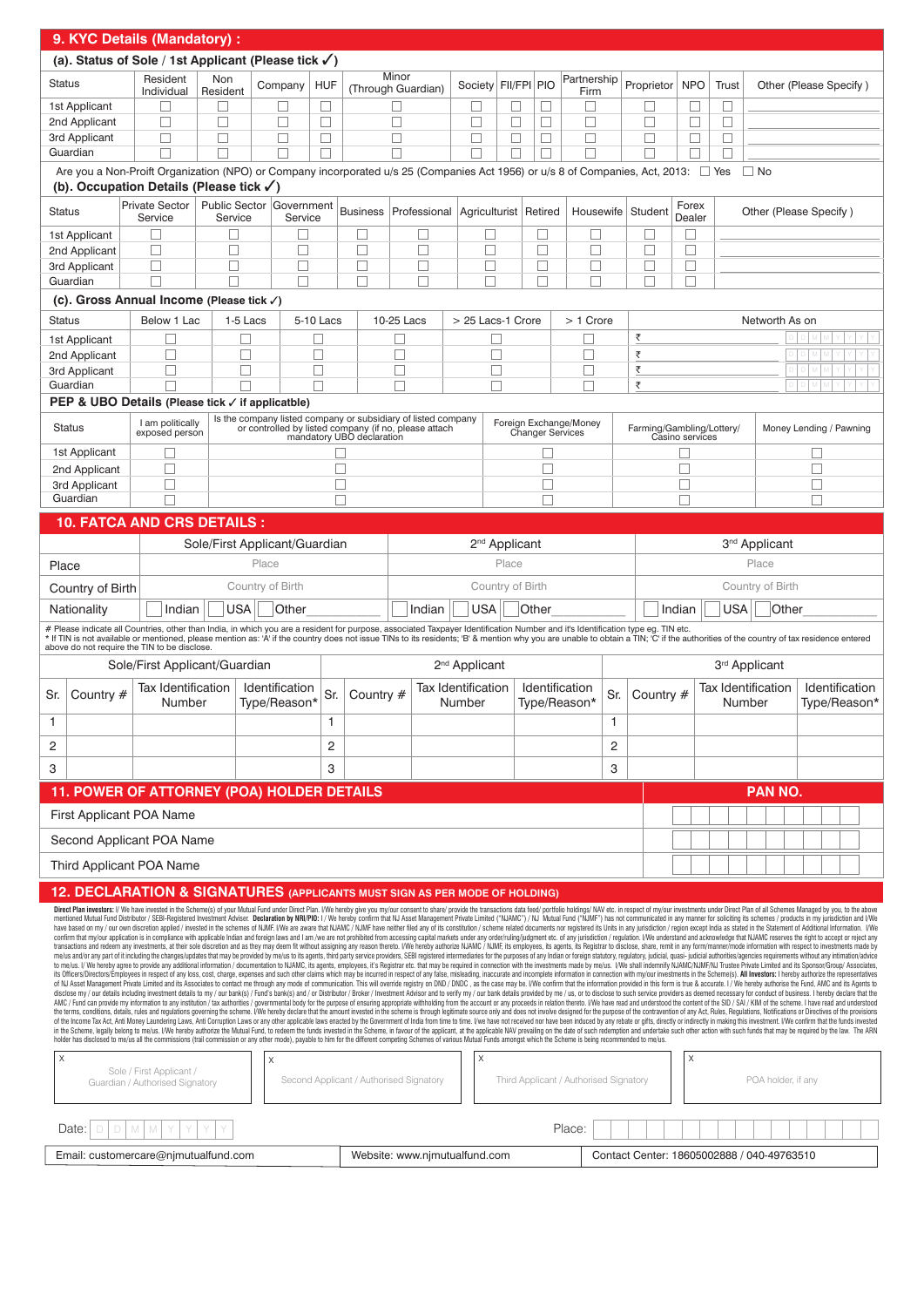## 9. KYC Details (Mandatory) :

### (a). Status of Sole / 1st Applicant (Please tick ✓)

| Status | Resident Individual | Non Resident | Company | HUF | Minor (Through Guardian) | Society | FII/FPI | PIO | Partnership Firm | Proprietor | NPO | Trust | Other (Please Specify ) |
|---|---|---|---|---|---|---|---|---|---|---|---|---|---|
| 1st Applicant | ☐ | ☐ | ☐ | ☐ | ☐ | ☐ | ☐ | ☐ | ☐ | ☐ | ☐ | ☐ | |
| 2nd Applicant | ☐ | ☐ | ☐ | ☐ | ☐ | ☐ | ☐ | ☐ | ☐ | ☐ | ☐ | ☐ | |
| 3rd Applicant | ☐ | ☐ | ☐ | ☐ | ☐ | ☐ | ☐ | ☐ | ☐ | ☐ | ☐ | ☐ | |
| Guardian | ☐ | ☐ | ☐ | ☐ | ☐ | ☐ | ☐ | ☐ | ☐ | ☐ | ☐ | ☐ | |

Are you a Non-Proift Organization (NPO) or Company incorporated u/s 25 (Companies Act 1956) or u/s 8 of Companies, Act, 2013: ☐ Yes ☐ No

### (b). Occupation Details (Please tick ✓)

| Status | Private Sector Service | Public Sector Service | Government Service | Business | Professional | Agriculturist | Retired | Housewife | Student | Forex Dealer | Other (Please Specify ) |
|---|---|---|---|---|---|---|---|---|---|---|---|
| 1st Applicant | ☐ | ☐ | ☐ | ☐ | ☐ | ☐ | ☐ | ☐ | ☐ | ☐ | |
| 2nd Applicant | ☐ | ☐ | ☐ | ☐ | ☐ | ☐ | ☐ | ☐ | ☐ | ☐ | |
| 3rd Applicant | ☐ | ☐ | ☐ | ☐ | ☐ | ☐ | ☐ | ☐ | ☐ | ☐ | |
| Guardian | ☐ | ☐ | ☐ | ☐ | ☐ | ☐ | ☐ | ☐ | ☐ | ☐ | |

### (c). Gross Annual Income (Please tick ✓)

| Status | Below 1 Lac | 1-5 Lacs | 5-10 Lacs | 10-25 Lacs | > 25 Lacs-1 Crore | > 1 Crore | Networth As on |
|---|---|---|---|---|---|---|---|
| 1st Applicant | ☐ | ☐ | ☐ | ☐ | ☐ | ☐ | ₹ D D M M Y Y Y Y |
| 2nd Applicant | ☐ | ☐ | ☐ | ☐ | ☐ | ☐ | ₹ D D M M Y Y Y Y |
| 3rd Applicant | ☐ | ☐ | ☐ | ☐ | ☐ | ☐ | ₹ D D M M Y Y Y Y |
| Guardian | ☐ | ☐ | ☐ | ☐ | ☐ | ☐ | ₹ D D M M Y Y Y Y |

### PEP & UBO Details (Please tick ✓ if applicatble)

| Status | I am politically exposed person | Is the company listed company or subsidiary of listed company or controlled by listed company (if no, please attach mandatory UBO declaration | Foreign Exchange/Money Changer Services | Farming/Gambling/Lottery/ Casino services | Money Lending / Pawning |
|---|---|---|---|---|---|
| 1st Applicant | ☐ | ☐ | ☐ | ☐ | ☐ |
| 2nd Applicant | ☐ | ☐ | ☐ | ☐ | ☐ |
| 3rd Applicant | ☐ | ☐ | ☐ | ☐ | ☐ |
| Guardian | ☐ | ☐ | ☐ | ☐ | ☐ |

## 10. FATCA AND CRS DETAILS :

| | Sole/First Applicant/Guardian | 2nd Applicant | 3rd Applicant |
|---|---|---|---|
| Place | Place | Place | Place |
| Country of Birth | Country of Birth | Country of Birth | Country of Birth |
| Nationality | ☐ Indian ☐ USA ☐ Other | ☐ Indian ☐ USA ☐ Other | ☐ Indian ☐ USA ☐ Other |

# Please indicate all Countries, other than India, in which you are a resident for purpose, associated Taxpayer Identification Number and it's Identification type eg. TIN etc.
* If TIN is not available or mentioned, please mention as: 'A' if the country does not issue TINs to its residents; 'B' & mention why you are unable to obtain a TIN; 'C' if the authorities of the country of tax residence entered above do not require the TIN to be disclose.

| Sole/First Applicant/Guardian | | | | 2nd Applicant | | | | 3rd Applicant | | | |
|---|---|---|---|---|---|---|---|---|---|---|---|
| Sr. | Country # | Tax Identification Number | Identification Type/Reason* | Sr. | Country # | Tax Identification Number | Identification Type/Reason* | Sr. | Country # | Tax Identification Number | Identification Type/Reason* |
| 1 | | | | 1 | | | | 1 | | | |
| 2 | | | | 2 | | | | 2 | | | |
| 3 | | | | 3 | | | | 3 | | | |

## 11. POWER OF ATTORNEY (POA) HOLDER DETAILS

| | PAN NO. |
|---|---|
| First Applicant POA Name | |
| Second Applicant POA Name | |
| Third Applicant POA Name | |

## 12. DECLARATION & SIGNATURES (APPLICANTS MUST SIGN AS PER MODE OF HOLDING)

**Direct Plan investors:** I/ We have invested in the Scheme(s) of your Mutual Fund under Direct Plan. I/We hereby give you my/our consent to share/ provide the transactions data feed/ portfolio holdings/ NAV etc. in respect of my/our investments under Direct Plan of all Schemes Managed by you, to the above mentioned Mutual Fund Distributor / SEBI-Registered Investment Adviser. **Declaration by NRI/PIO:** I / We hereby confirm that NJ Asset Management Private Limited ("NJAMC") / NJ Mutual Fund ("NJMF") has not communicated in any manner for soliciting its schemes / products in my jurisdiction and I/We have based on my / our own discretion applied / invested in the schemes of NJMF. I/We are aware that NJAMC / NJMF have neither filed any of its constitution / scheme related documents nor registered its Units in any jurisdiction / region except India as stated in the Statement of Additional Information. I/We confirm that my/our application is in compliance with applicable Indian and foreign laws and I am /we are not prohibited from accessing capital markets under any order/ruling/judgment etc. of any jurisdiction / regulation. I/We understand and acknowledge that NJAMC reserves the right to accept or reject any transactions and redeem any investments, at their sole discretion and as they may deem fit without assigning any reason thereto. I/We hereby authorize NJAMC / NJMF, its employees, its agents, its Registrar to disclose, share, remit in any form/manner/mode information with respect to investments made by me/us and/or any part of it including the changes/updates that may be provided by me/us to its agents, third party service providers, SEBI registered intermediaries for the purposes of any Indian or foreign statutory, regulatory, judicial, quasi- judicial authorities/agencies requirements without any intimation/advice to me/us. I/ We hereby agree to provide any additional information / documentation to NJAMC, its agents, employees, it's Registrar etc. that may be required in connection with the investments made by me/us. I/We shall indemnify NJAMC/NJMF/NJ Trustee Private Limited and its Sponsor/Group/ Associates, its Officers/Directors/Employees in respect of any loss, cost, charge, expenses and such other claims which may be incurred in respect of any false, misleading, inaccurate and incomplete information in connection with my/our investments in the Scheme(s). **All Investors:** I hereby authorize the representatives of NJ Asset Management Private Limited and its Associates to contact me through any mode of communication. This will override registry on DND / DNDC , as the case may be. I/We confirm that the information provided in this form is true & accurate. I / We hereby authorise the Fund, AMC and its Agents to disclose my / our details including investment details to my / our bank(s) / Fund's bank(s) and / or Distributor / Broker / Investment Advisor and to verify my / our bank details provided by me / us, or to disclose to such service providers as deemed necessary for conduct of business. I hereby declare that the AMC / Fund can provide my information to any institution / tax authorities / governmental body for the purpose of ensuring appropriate withholding from the account or any proceeds in relation thereto. I/We have read and understood the content of the SID / SAI / KIM of the scheme. I have read and understood the terms, conditions, details, rules and regulations governing the scheme. I/We hereby declare that the amount invested in the scheme is through legitimate source only and does not involve designed for the purpose of the contravention of any Act, Rules, Regulations, Notifications or Directives of the provisions of the Income Tax Act, Anti Money Laundering Laws, Anti Corruption Laws or any other applicable laws enacted by the Government of India from time to time. I/we have not received nor have been induced by any rebate or gifts, directly or indirectly in making this investment. I/We confirm that the funds invested in the Scheme, legally belong to me/us. I/We hereby authorize the Mutual Fund, to redeem the funds invested in the Scheme, in favour of the applicant, at the applicable NAV prevailing on the date of such redemption and undertake such other action with such funds that may be required by the law. The ARN holder has disclosed to me/us all the commissions (trail commission or any other mode), payable to him for the different competing Schemes of various Mutual Funds amongst which the Scheme is being recommended to me/us.

| X Sole / First Applicant / Guardian / Authorised Signatory | X Second Applicant / Authorised Signatory | X Third Applicant / Authorised Signatory | X POA holder, if any |
|---|---|---|---|

Date: D D M M Y Y Y Y     Place:

| Email: customercare@njmutualfund.com | Website: www.njmutualfund.com | Contact Center: 18605002888 / 040-49763510 |
|---|---|---|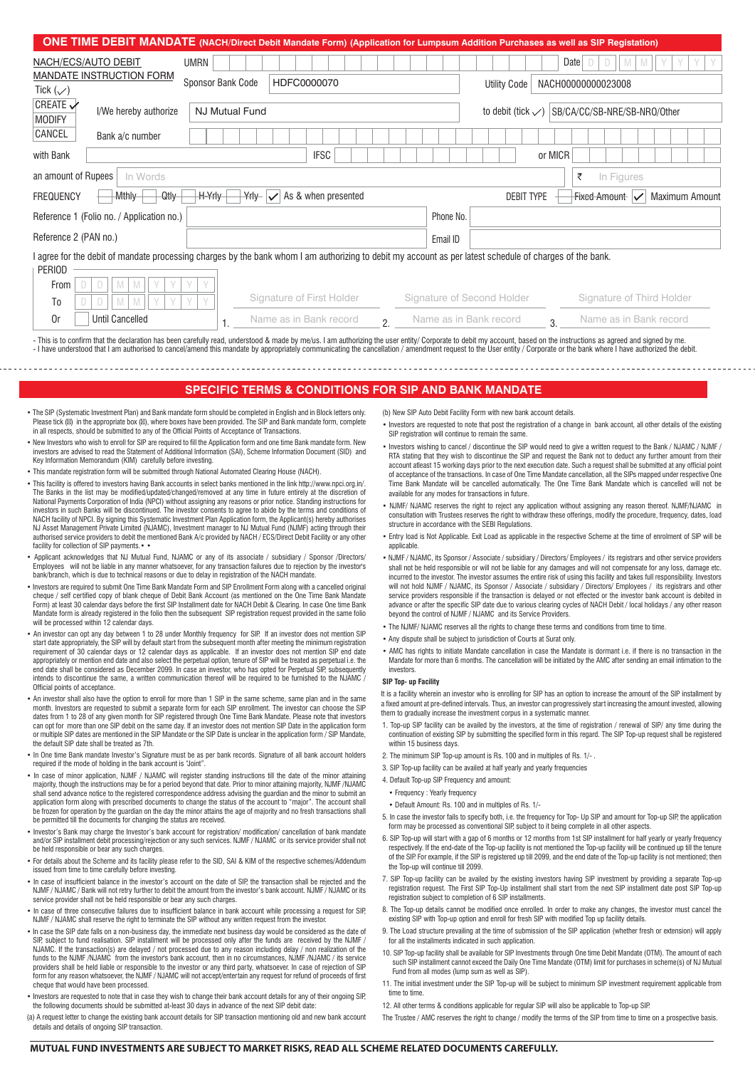## ONE TIME DEBIT MANDATE (NACH/Direct Debit Mandate Form) (Application for Lumpsum Addition Purchases as well as SIP Registation)

| NACH/ECS/AUTO DEBIT MANDATE INSTRUCTION FORM | UMRN | | Date | D D M M Y Y Y Y |
|---|---|---|---|---|
| Tick (✓) CREATE ✓ / MODIFY / CANCEL | Sponsor Bank Code | HDFC0000070 | Utility Code | NACH00000000023008 |
| | I/We hereby authorize | NJ Mutual Fund | to debit (tick ✓) | SB/CA/CC/SB-NRE/SB-NRO/Other |
| | Bank a/c number | | | |
| with Bank | | IFSC | or MICR | |
| an amount of Rupees | In Words | | ₹ | In Figures |
| FREQUENCY | ~~Mthly~~ ~~Qtly~~ ~~H-Yrly~~ ~~Yrly~~ ✓ As & when presented | | DEBIT TYPE | ~~Fixed Amount~~ ✓ Maximum Amount |
| Reference 1 (Folio no. / Application no.) | | | Phone No. | |
| Reference 2 (PAN no.) | | | Email ID | |

I agree for the debit of mandate processing charges by the bank whom I am authorizing to debit my account as per latest schedule of charges of the bank.

| PERIOD | | | | |
|---|---|---|---|---|
| From | D D M M Y Y Y Y | Signature of First Holder | Signature of Second Holder | Signature of Third Holder |
| To | D D M M Y Y Y Y | 1. Name as in Bank record | 2. Name as in Bank record | 3. Name as in Bank record |
| Or | Until Cancelled | | | |

- This is to confirm that the declaration has been carefully read, understood & made by me/us. I am authorizing the user entity/ Corporate to debit my account, based on the instructions as agreed and signed by me.
- I have understood that I am authorised to cancel/amend this mandate by appropriately communicating the cancellation / amendment request to the User entity / Corporate or the bank where I have authorized the debit.

## SPECIFIC TERMS & CONDITIONS FOR SIP AND BANK MANDATE

- The SIP (Systematic Investment Plan) and Bank mandate form should be completed in English and in Block letters only. Please tick (☒) in the appropriate box (☒), where boxes have been provided. The SIP and Bank mandate form, complete in all respects, should be submitted to any of the Official Points of Acceptance of Transactions.
- New Investors who wish to enroll for SIP are required to fill the Application form and one time Bank mandate form. New investors are advised to read the Statement of Additional Information (SAI), Scheme Information Document (SID) and Key Information Memorandum (KIM) carefully before investing.
- This mandate registration form will be submitted through National Automated Clearing House (NACH).
- This facility is offered to investors having Bank accounts in select banks mentioned in the link http://www.npci.org.in/. The Banks in the list may be modified/updated/changed/removed at any time in future entirely at the discretion of National Payments Corporation of India (NPCI) without assigning any reasons or prior notice. Standing instructions for investors in such Banks will be discontinued. The investor consents to agree to abide by the terms and conditions of NACH facility of NPCI. By signing this Systematic Investment Plan Application form, the Applicant(s) hereby authorises NJ Asset Management Private Limited (NJAMC), Investment manager to NJ Mutual Fund (NJMF) acting through their authorised service providers to debit the mentioned Bank A/c provided by NACH / ECS/Direct Debit Facility or any other facility for collection of SIP payments.• •
- Applicant acknowledges that NJ Mutual Fund, NJAMC or any of its associate / subsidiary / Sponsor /Directors/ Employees will not be liable in any manner whatsoever, for any transaction failures due to rejection by the investor's bank/branch, which is due to technical reasons or due to delay in registration of the NACH mandate.
- Investors are required to submit One Time Bank Mandate Form and SIP Enrollment Form along with a cancelled original cheque / self certified copy of blank cheque of Debit Bank Account (as mentioned on the One Time Bank Mandate Form) at least 30 calendar days before the first SIP Installment date for NACH Debit & Clearing. In case One time Bank Mandate form is already registered in the folio then the subsequent SIP registration request provided in the same folio will be processed within 12 calendar days.
- An investor can opt any day between 1 to 28 under Monthly frequency for SIP. If an investor does not mention SIP start date appropriately, the SIP will by default start from the subsequent month after meeting the minimum registration requirement of 30 calendar days or 12 calendar days as applicable. If an investor does not mention SIP end date appropriately or mention end date and also select the perpetual option, tenure of SIP will be treated as perpetual i.e. the end date shall be considered as December 2099. In case an investor, who has opted for Perpetual SIP, subsequently intends to discontinue the same, a written communication thereof will be required to be furnished to the NJAMC / Official points of acceptance.
- An investor shall also have the option to enroll for more than 1 SIP in the same scheme, same plan and in the same month. Investors are requested to submit a separate form for each SIP enrollment. The investor can choose the SIP dates from 1 to 28 of any given month for SIP registered through One Time Bank Mandate. Please note that investors can opt for more than one SIP debit on the same day. If an investor does not mention SIP Date in the application form or multiple SIP dates are mentioned in the SIP Mandate or the SIP Date is unclear in the application form / SIP Mandate, the default SIP date shall be treated as 7th.
- In One time Bank mandate Investor's Signature must be as per bank records. Signature of all bank account holders required if the mode of holding in the bank account is "Joint".
- In case of minor application, NJMF / NJAMC will register standing instructions till the date of the minor attaining majority, though the instructions may be for a period beyond that date. Prior to minor attaining majority, NJMF /NJAMC shall send advance notice to the registered correspondence address advising the guardian and the minor to submit an application form along with prescribed documents to change the status of the account to "major". The account shall be frozen for operation by the guardian on the day the minor attains the age of majority and no fresh transactions shall be permitted till the documents for changing the status are received.
- Investor's Bank may charge the Investor's bank account for registration/ modification/ cancellation of bank mandate and/or SIP installment debit processing/rejection or any such services. NJMF / NJAMC or its service provider shall not be held responsible or bear any such charges.
- For details about the Scheme and its facility please refer to the SID, SAI & KIM of the respective schemes/Addendum issued from time to time carefully before investing.
- In case of insufficient balance in the investor's account on the date of SIP, the transaction shall be rejected and the NJMF / NJAMC / Bank will not retry further to debit the amount from the investor's bank account. NJMF / NJAMC or its service provider shall not be held responsible or bear any such charges.
- In case of three consecutive failures due to insufficient balance in bank account while processing a request for SIP, NJMF / NJAMC shall reserve the right to terminate the SIP without any written request from the investor.
- In case the SIP date falls on a non-business day, the immediate next business day would be considered as the date of SIP, subject to fund realisation. SIP installment will be processed only after the funds are received by the NJMF / NJAMC. If the transaction(s) are delayed / not processed due to any reason including delay / non realization of the funds to the NJMF /NJAMC from the investor's bank account, then in no circumstances, NJMF /NJAMC / its service providers shall be held liable or responsible to the investor or any third party, whatsoever. In case of rejection of SIP form for any reason whatsoever, the NJMF / NJAMC will not accept/entertain any request for refund of proceeds of first cheque that would have been processed.
- Investors are requested to note that in case they wish to change their bank account details for any of their ongoing SIP, the following documents should be submitted at-least 30 days in advance of the next SIP debit date:

(a) A request letter to change the existing bank account details for SIP transaction mentioning old and new bank account details and details of ongoing SIP transaction.

(b) New SIP Auto Debit Facility Form with new bank account details.

- Investors are requested to note that post the registration of a change in bank account, all other details of the existing SIP registration will continue to remain the same.
- Investors wishing to cancel / discontinue the SIP would need to give a written request to the Bank / NJAMC / NJMF / RTA stating that they wish to discontinue the SIP and request the Bank not to deduct any further amount from their account atleast 15 working days prior to the next execution date. Such a request shall be submitted at any official point of acceptance of the transactions. In case of One Time Bank Mandate cancellation, all the SIPs mapped under respective One Time Bank Mandate will be cancelled automatically. The One Time Bank Mandate which is cancelled will not be available for any modes for transactions in future.
- NJMF/ NJAMC reserves the right to reject any application without assigning any reason thereof. NJMF/NJAMC in consultation with Trustees reserves the right to withdraw these offerings, modify the procedure, frequency, dates, load structure in accordance with the SEBI Regulations.
- Entry load is Not Applicable. Exit Load as applicable in the respective Scheme at the time of enrolment of SIP will be applicable.
- NJMF / NJAMC, its Sponsor / Associate / subsidiary / Directors/ Employees / its registrars and other service providers shall not be held responsible or will not be liable for any damages and will not compensate for any loss, damage etc. incurred to the investor. The investor assumes the entire risk of using this facility and takes full responsibility. Investors will not hold NJMF / NJAMC, its Sponsor / Associate / subsidiary / Directors/ Employees / its registrars and other service providers responsible if the transaction is delayed or not effected or the investor bank account is debited in advance or after the specific SIP date due to various clearing cycles of NACH Debit / local holidays / any other reason beyond the control of NJMF / NJAMC and its Service Providers.
- The NJMF/ NJAMC reserves all the rights to change these terms and conditions from time to time.
- Any dispute shall be subject to jurisdiction of Courts at Surat only.
- AMC has rights to initiate Mandate cancellation in case the Mandate is dormant i.e. if there is no transaction in the Mandate for more than 6 months. The cancellation will be initiated by the AMC after sending an email intimation to the investors.

### SIP Top- up Facility

It is a facility wherein an investor who is enrolling for SIP has an option to increase the amount of the SIP installment by a fixed amount at pre-defined intervals. Thus, an investor can progressively start increasing the amount invested, allowing them to gradually increase the investment corpus in a systematic manner.

1. Top-up SIP facility can be availed by the investors, at the time of registration / renewal of SIP/ any time during the continuation of existing SIP by submitting the specified form in this regard. The SIP Top-up request shall be registered within 15 business days.
2. The minimum SIP Top-up amount is Rs. 100 and in multiples of Rs. 1/- .
3. SIP Top-up facility can be availed at half yearly and yearly frequencies
4. Default Top-up SIP Frequency and amount:
   - Frequency : Yearly frequency
   - Default Amount: Rs. 100 and in multiples of Rs. 1/-
5. In case the investor fails to specify both, i.e. the frequency for Top- Up SIP and amount for Top-up SIP, the application form may be processed as conventional SIP, subject to it being complete in all other aspects.
6. SIP Top-up will start with a gap of 6 months or 12 months from 1st SIP installment for half yearly or yearly frequency respectively. If the end-date of the Top-up facility is not mentioned the Top-up facility will be continued up till the tenure of the SIP. For example, if the SIP is registered up till 2099, and the end date of the Top-up facility is not mentioned; then the Top-up will continue till 2099.
7. SIP Top-up facility can be availed by the existing investors having SIP investment by providing a separate Top-up registration request. The First SIP Top-Up installment shall start from the next SIP installment date post SIP Top-up registration subject to completion of 6 SIP installments.
8. The Top-up details cannot be modified once enrolled. In order to make any changes, the investor must cancel the existing SIP with Top-up option and enroll for fresh SIP with modified Top up facility details.
9. The Load structure prevailing at the time of submission of the SIP application (whether fresh or extension) will apply for all the installments indicated in such application.
10. SIP Top-up facility shall be available for SIP Investments through One time Debit Mandate (OTM). The amount of each such SIP installment cannot exceed the Daily One Time Mandate (OTM) limit for purchases in scheme(s) of NJ Mutual Fund from all modes (lump sum as well as SIP).
11. The initial investment under the SIP Top-up will be subject to minimum SIP investment requirement applicable from time to time.
12. All other terms & conditions applicable for regular SIP will also be applicable to Top-up SIP.

The Trustee / AMC reserves the right to change / modify the terms of the SIP from time to time on a prospective basis.

**MUTUAL FUND INVESTMENTS ARE SUBJECT TO MARKET RISKS, READ ALL SCHEME RELATED DOCUMENTS CAREFULLY.**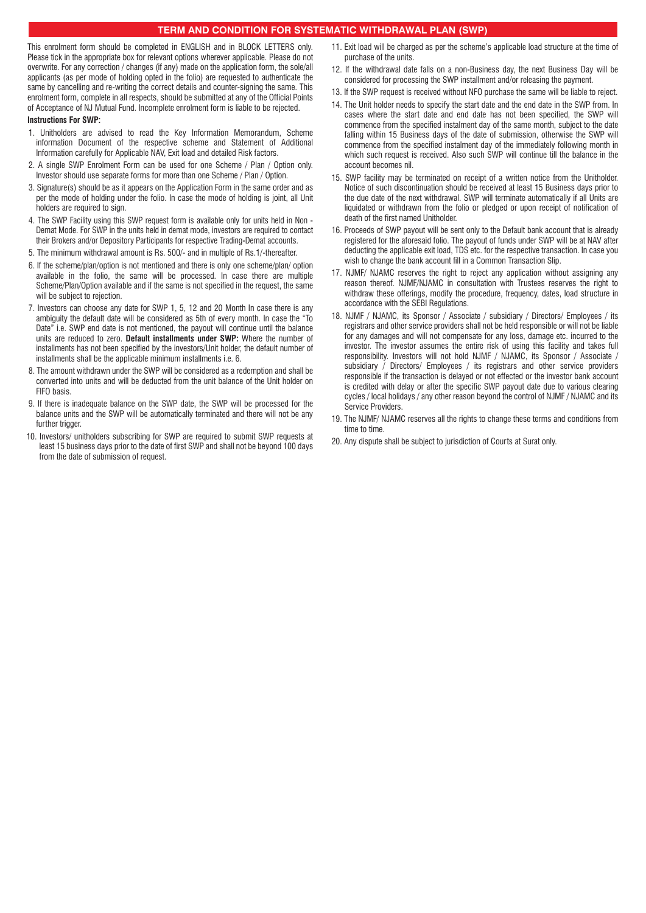# TERM AND CONDITION FOR SYSTEMATIC WITHDRAWAL PLAN (SWP)

This enrolment form should be completed in ENGLISH and in BLOCK LETTERS only. Please tick in the appropriate box for relevant options wherever applicable. Please do not overwrite. For any correction / changes (if any) made on the application form, the sole/all applicants (as per mode of holding opted in the folio) are requested to authenticate the same by cancelling and re-writing the correct details and counter-signing the same. This enrolment form, complete in all respects, should be submitted at any of the Official Points of Acceptance of NJ Mutual Fund. Incomplete enrolment form is liable to be rejected.

**Instructions For SWP:**

1. Unitholders are advised to read the Key Information Memorandum, Scheme information Document of the respective scheme and Statement of Additional Information carefully for Applicable NAV, Exit load and detailed Risk factors.
2. A single SWP Enrolment Form can be used for one Scheme / Plan / Option only. Investor should use separate forms for more than one Scheme / Plan / Option.
3. Signature(s) should be as it appears on the Application Form in the same order and as per the mode of holding under the folio. In case the mode of holding is joint, all Unit holders are required to sign.
4. The SWP Facility using this SWP request form is available only for units held in Non - Demat Mode. For SWP in the units held in demat mode, investors are required to contact their Brokers and/or Depository Participants for respective Trading-Demat accounts.
5. The minimum withdrawal amount is Rs. 500/- and in multiple of Rs.1/-thereafter.
6. If the scheme/plan/option is not mentioned and there is only one scheme/plan/ option available in the folio, the same will be processed. In case there are multiple Scheme/Plan/Option available and if the same is not specified in the request, the same will be subject to rejection.
7. Investors can choose any date for SWP 1, 5, 12 and 20 Month In case there is any ambiguity the default date will be considered as 5th of every month. In case the "To Date" i.e. SWP end date is not mentioned, the payout will continue until the balance units are reduced to zero. **Default installments under SWP:** Where the number of installments has not been specified by the investors/Unit holder, the default number of installments shall be the applicable minimum installments i.e. 6.
8. The amount withdrawn under the SWP will be considered as a redemption and shall be converted into units and will be deducted from the unit balance of the Unit holder on FIFO basis.
9. If there is inadequate balance on the SWP date, the SWP will be processed for the balance units and the SWP will be automatically terminated and there will not be any further trigger.
10. Investors/ unitholders subscribing for SWP are required to submit SWP requests at least 15 business days prior to the date of first SWP and shall not be beyond 100 days from the date of submission of request.
11. Exit load will be charged as per the scheme's applicable load structure at the time of purchase of the units.
12. If the withdrawal date falls on a non-Business day, the next Business Day will be considered for processing the SWP installment and/or releasing the payment.
13. If the SWP request is received without NFO purchase the same will be liable to reject.
14. The Unit holder needs to specify the start date and the end date in the SWP from. In cases where the start date and end date has not been specified, the SWP will commence from the specified instalment day of the same month, subject to the date falling within 15 Business days of the date of submission, otherwise the SWP will commence from the specified instalment day of the immediately following month in which such request is received. Also such SWP will continue till the balance in the account becomes nil.
15. SWP facility may be terminated on receipt of a written notice from the Unitholder. Notice of such discontinuation should be received at least 15 Business days prior to the due date of the next withdrawal. SWP will terminate automatically if all Units are liquidated or withdrawn from the folio or pledged or upon receipt of notification of death of the first named Unitholder.
16. Proceeds of SWP payout will be sent only to the Default bank account that is already registered for the aforesaid folio. The payout of funds under SWP will be at NAV after deducting the applicable exit load, TDS etc. for the respective transaction. In case you wish to change the bank account fill in a Common Transaction Slip.
17. NJMF/ NJAMC reserves the right to reject any application without assigning any reason thereof. NJMF/NJAMC in consultation with Trustees reserves the right to withdraw these offerings, modify the procedure, frequency, dates, load structure in accordance with the SEBI Regulations.
18. NJMF / NJAMC, its Sponsor / Associate / subsidiary / Directors/ Employees / its registrars and other service providers shall not be held responsible or will not be liable for any damages and will not compensate for any loss, damage etc. incurred to the investor. The investor assumes the entire risk of using this facility and takes full responsibility. Investors will not hold NJMF / NJAMC, its Sponsor / Associate / subsidiary / Directors/ Employees / its registrars and other service providers responsible if the transaction is delayed or not effected or the investor bank account is credited with delay or after the specific SWP payout date due to various clearing cycles / local holidays / any other reason beyond the control of NJMF / NJAMC and its Service Providers.
19. The NJMF/ NJAMC reserves all the rights to change these terms and conditions from time to time.
20. Any dispute shall be subject to jurisdiction of Courts at Surat only.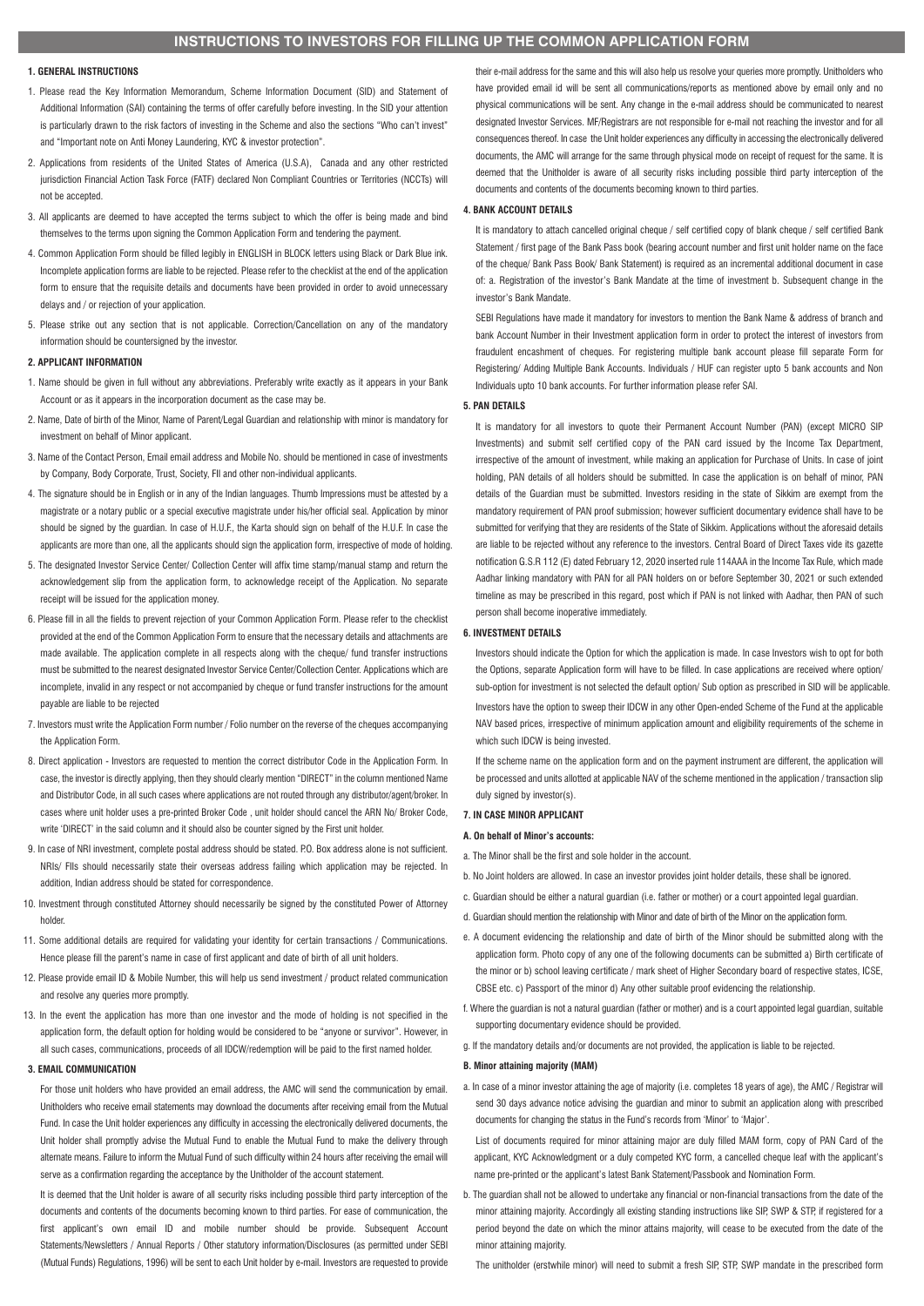# INSTRUCTIONS TO INVESTORS FOR FILLING UP THE COMMON APPLICATION FORM

## 1. GENERAL INSTRUCTIONS

1. Please read the Key Information Memorandum, Scheme Information Document (SID) and Statement of Additional Information (SAI) containing the terms of offer carefully before investing. In the SID your attention is particularly drawn to the risk factors of investing in the Scheme and also the sections "Who can't invest" and "Important note on Anti Money Laundering, KYC & investor protection".
2. Applications from residents of the United States of America (U.S.A), Canada and any other restricted jurisdiction Financial Action Task Force (FATF) declared Non Compliant Countries or Territories (NCCTs) will not be accepted.
3. All applicants are deemed to have accepted the terms subject to which the offer is being made and bind themselves to the terms upon signing the Common Application Form and tendering the payment.
4. Common Application Form should be filled legibly in ENGLISH in BLOCK letters using Black or Dark Blue ink. Incomplete application forms are liable to be rejected. Please refer to the checklist at the end of the application form to ensure that the requisite details and documents have been provided in order to avoid unnecessary delays and / or rejection of your application.
5. Please strike out any section that is not applicable. Correction/Cancellation on any of the mandatory information should be countersigned by the investor.

## 2. APPLICANT INFORMATION

1. Name should be given in full without any abbreviations. Preferably write exactly as it appears in your Bank Account or as it appears in the incorporation document as the case may be.
2. Name, Date of birth of the Minor, Name of Parent/Legal Guardian and relationship with minor is mandatory for investment on behalf of Minor applicant.
3. Name of the Contact Person, Email email address and Mobile No. should be mentioned in case of investments by Company, Body Corporate, Trust, Society, FII and other non-individual applicants.
4. The signature should be in English or in any of the Indian languages. Thumb Impressions must be attested by a magistrate or a notary public or a special executive magistrate under his/her official seal. Application by minor should be signed by the guardian. In case of H.U.F., the Karta should sign on behalf of the H.U.F. In case the applicants are more than one, all the applicants should sign the application form, irrespective of mode of holding.
5. The designated Investor Service Center/ Collection Center will affix time stamp/manual stamp and return the acknowledgement slip from the application form, to acknowledge receipt of the Application. No separate receipt will be issued for the application money.
6. Please fill in all the fields to prevent rejection of your Common Application Form. Please refer to the checklist provided at the end of the Common Application Form to ensure that the necessary details and attachments are made available. The application complete in all respects along with the cheque/ fund transfer instructions must be submitted to the nearest designated Investor Service Center/Collection Center. Applications which are incomplete, invalid in any respect or not accompanied by cheque or fund transfer instructions for the amount payable are liable to be rejected
7. Investors must write the Application Form number / Folio number on the reverse of the cheques accompanying the Application Form.
8. Direct application - Investors are requested to mention the correct distributor Code in the Application Form. In case, the investor is directly applying, then they should clearly mention "DIRECT" in the column mentioned Name and Distributor Code, in all such cases where applications are not routed through any distributor/agent/broker. In cases where unit holder uses a pre-printed Broker Code , unit holder should cancel the ARN No/ Broker Code, write 'DIRECT' in the said column and it should also be counter signed by the First unit holder.
9. In case of NRI investment, complete postal address should be stated. P.O. Box address alone is not sufficient. NRIs/ FIIs should necessarily state their overseas address failing which application may be rejected. In addition, Indian address should be stated for correspondence.
10. Investment through constituted Attorney should necessarily be signed by the constituted Power of Attorney holder.
11. Some additional details are required for validating your identity for certain transactions / Communications. Hence please fill the parent's name in case of first applicant and date of birth of all unit holders.
12. Please provide email ID & Mobile Number, this will help us send investment / product related communication and resolve any queries more promptly.
13. In the event the application has more than one investor and the mode of holding is not specified in the application form, the default option for holding would be considered to be "anyone or survivor". However, in all such cases, communications, proceeds of all IDCW/redemption will be paid to the first named holder.

## 3. EMAIL COMMUNICATION

For those unit holders who have provided an email address, the AMC will send the communication by email. Unitholders who receive email statements may download the documents after receiving email from the Mutual Fund. In case the Unit holder experiences any difficulty in accessing the electronically delivered documents, the Unit holder shall promptly advise the Mutual Fund to enable the Mutual Fund to make the delivery through alternate means. Failure to inform the Mutual Fund of such difficulty within 24 hours after receiving the email will serve as a confirmation regarding the acceptance by the Unitholder of the account statement.

It is deemed that the Unit holder is aware of all security risks including possible third party interception of the documents and contents of the documents becoming known to third parties. For ease of communication, the first applicant's own email ID and mobile number should be provide. Subsequent Account Statements/Newsletters / Annual Reports / Other statutory information/Disclosures (as permitted under SEBI (Mutual Funds) Regulations, 1996) will be sent to each Unit holder by e-mail. Investors are requested to provide their e-mail address for the same and this will also help us resolve your queries more promptly. Unitholders who have provided email id will be sent all communications/reports as mentioned above by email only and no physical communications will be sent. Any change in the e-mail address should be communicated to nearest designated Investor Services. MF/Registrars are not responsible for e-mail not reaching the investor and for all consequences thereof. In case the Unit holder experiences any difficulty in accessing the electronically delivered documents, the AMC will arrange for the same through physical mode on receipt of request for the same. It is deemed that the Unitholder is aware of all security risks including possible third party interception of the documents and contents of the documents becoming known to third parties.

## 4. BANK ACCOUNT DETAILS

It is mandatory to attach cancelled original cheque / self certified copy of blank cheque / self certified Bank Statement / first page of the Bank Pass book (bearing account number and first unit holder name on the face of the cheque/ Bank Pass Book/ Bank Statement) is required as an incremental additional document in case of: a. Registration of the investor's Bank Mandate at the time of investment b. Subsequent change in the investor's Bank Mandate.

SEBI Regulations have made it mandatory for investors to mention the Bank Name & address of branch and bank Account Number in their Investment application form in order to protect the interest of investors from fraudulent encashment of cheques. For registering multiple bank account please fill separate Form for Registering/ Adding Multiple Bank Accounts. Individuals / HUF can register upto 5 bank accounts and Non Individuals upto 10 bank accounts. For further information please refer SAI.

## 5. PAN DETAILS

It is mandatory for all investors to quote their Permanent Account Number (PAN) (except MICRO SIP Investments) and submit self certified copy of the PAN card issued by the Income Tax Department, irrespective of the amount of investment, while making an application for Purchase of Units. In case of joint holding, PAN details of all holders should be submitted. In case the application is on behalf of minor, PAN details of the Guardian must be submitted. Investors residing in the state of Sikkim are exempt from the mandatory requirement of PAN proof submission; however sufficient documentary evidence shall have to be submitted for verifying that they are residents of the State of Sikkim. Applications without the aforesaid details are liable to be rejected without any reference to the investors. Central Board of Direct Taxes vide its gazette notification G.S.R 112 (E) dated February 12, 2020 inserted rule 114AAA in the Income Tax Rule, which made Aadhar linking mandatory with PAN for all PAN holders on or before September 30, 2021 or such extended timeline as may be prescribed in this regard, post which if PAN is not linked with Aadhar, then PAN of such person shall become inoperative immediately.

## 6. INVESTMENT DETAILS

Investors should indicate the Option for which the application is made. In case Investors wish to opt for both the Options, separate Application form will have to be filled. In case applications are received where option/ sub-option for investment is not selected the default option/ Sub option as prescribed in SID will be applicable.

Investors have the option to sweep their IDCW in any other Open-ended Scheme of the Fund at the applicable NAV based prices, irrespective of minimum application amount and eligibility requirements of the scheme in which such IDCW is being invested.

If the scheme name on the application form and on the payment instrument are different, the application will be processed and units allotted at applicable NAV of the scheme mentioned in the application / transaction slip duly signed by investor(s).

## 7. IN CASE MINOR APPLICANT

### A. On behalf of Minor's accounts:

a. The Minor shall be the first and sole holder in the account.

b. No Joint holders are allowed. In case an investor provides joint holder details, these shall be ignored.

c. Guardian should be either a natural guardian (i.e. father or mother) or a court appointed legal guardian.

d. Guardian should mention the relationship with Minor and date of birth of the Minor on the application form.

e. A document evidencing the relationship and date of birth of the Minor should be submitted along with the application form. Photo copy of any one of the following documents can be submitted a) Birth certificate of the minor or b) school leaving certificate / mark sheet of Higher Secondary board of respective states, ICSE, CBSE etc. c) Passport of the minor d) Any other suitable proof evidencing the relationship.

f. Where the guardian is not a natural guardian (father or mother) and is a court appointed legal guardian, suitable supporting documentary evidence should be provided.

g. If the mandatory details and/or documents are not provided, the application is liable to be rejected.

### B. Minor attaining majority (MAM)

a. In case of a minor investor attaining the age of majority (i.e. completes 18 years of age), the AMC / Registrar will send 30 days advance notice advising the guardian and minor to submit an application along with prescribed documents for changing the status in the Fund's records from 'Minor' to 'Major'.

List of documents required for minor attaining major are duly filled MAM form, copy of PAN Card of the applicant, KYC Acknowledgment or a duly competed KYC form, a cancelled cheque leaf with the applicant's name pre-printed or the applicant's latest Bank Statement/Passbook and Nomination Form.

b. The guardian shall not be allowed to undertake any financial or non-financial transactions from the date of the minor attaining majority. Accordingly all existing standing instructions like SIP, SWP & STP, if registered for a period beyond the date on which the minor attains majority, will cease to be executed from the date of the minor attaining majority.

The unitholder (erstwhile minor) will need to submit a fresh SIP, STP, SWP mandate in the prescribed form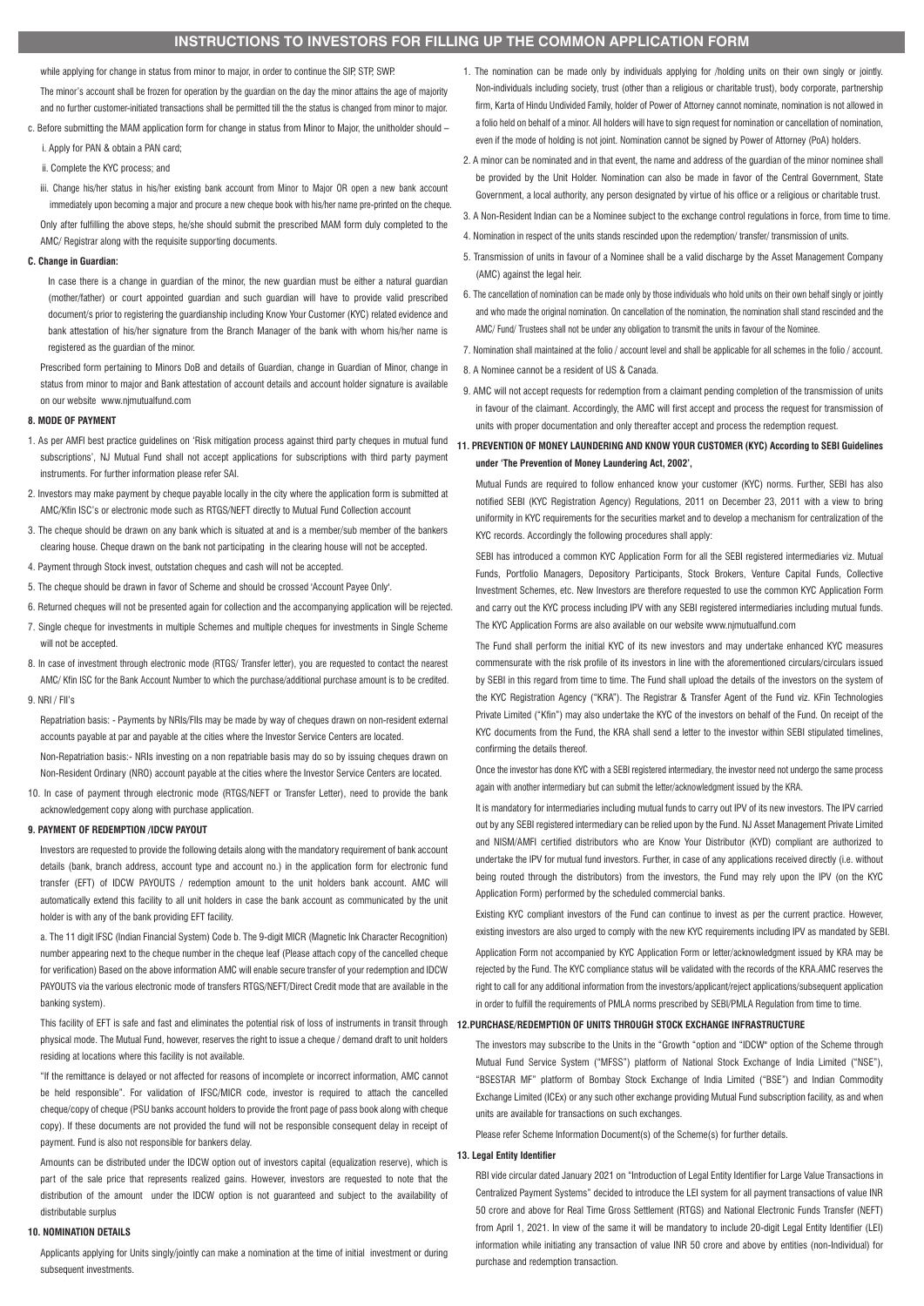# INSTRUCTIONS TO INVESTORS FOR FILLING UP THE COMMON APPLICATION FORM

while applying for change in status from minor to major, in order to continue the SIP, STP, SWP.

The minor's account shall be frozen for operation by the guardian on the day the minor attains the age of majority and no further customer-initiated transactions shall be permitted till the the status is changed from minor to major.

c. Before submitting the MAM application form for change in status from Minor to Major, the unitholder should –

i. Apply for PAN & obtain a PAN card;

ii. Complete the KYC process; and

iii. Change his/her status in his/her existing bank account from Minor to Major OR open a new bank account immediately upon becoming a major and procure a new cheque book with his/her name pre-printed on the cheque.

Only after fulfilling the above steps, he/she should submit the prescribed MAM form duly completed to the AMC/ Registrar along with the requisite supporting documents.

**C. Change in Guardian:**

In case there is a change in guardian of the minor, the new guardian must be either a natural guardian (mother/father) or court appointed guardian and such guardian will have to provide valid prescribed document/s prior to registering the guardianship including Know Your Customer (KYC) related evidence and bank attestation of his/her signature from the Branch Manager of the bank with whom his/her name is registered as the guardian of the minor.

Prescribed form pertaining to Minors DoB and details of Guardian, change in Guardian of Minor, change in status from minor to major and Bank attestation of account details and account holder signature is available on our website www.njmutualfund.com

**8. MODE OF PAYMENT**

1. As per AMFI best practice guidelines on 'Risk mitigation process against third party cheques in mutual fund subscriptions', NJ Mutual Fund shall not accept applications for subscriptions with third party payment instruments. For further information please refer SAI.
2. Investors may make payment by cheque payable locally in the city where the application form is submitted at AMC/Kfin ISC's or electronic mode such as RTGS/NEFT directly to Mutual Fund Collection account
3. The cheque should be drawn on any bank which is situated at and is a member/sub member of the bankers clearing house. Cheque drawn on the bank not participating in the clearing house will not be accepted.
4. Payment through Stock invest, outstation cheques and cash will not be accepted.
5. The cheque should be drawn in favor of Scheme and should be crossed 'Account Payee Only'.
6. Returned cheques will not be presented again for collection and the accompanying application will be rejected.
7. Single cheque for investments in multiple Schemes and multiple cheques for investments in Single Scheme will not be accepted.
8. In case of investment through electronic mode (RTGS/ Transfer letter), you are requested to contact the nearest AMC/ Kfin ISC for the Bank Account Number to which the purchase/additional purchase amount is to be credited.
9. NRI / FII's

   Repatriation basis: - Payments by NRIs/FIIs may be made by way of cheques drawn on non-resident external accounts payable at par and payable at the cities where the Investor Service Centers are located.

   Non-Repatriation basis:- NRIs investing on a non repatriable basis may do so by issuing cheques drawn on Non-Resident Ordinary (NRO) account payable at the cities where the Investor Service Centers are located.
10. In case of payment through electronic mode (RTGS/NEFT or Transfer Letter), need to provide the bank acknowledgement copy along with purchase application.

**9. PAYMENT OF REDEMPTION /IDCW PAYOUT**

Investors are requested to provide the following details along with the mandatory requirement of bank account details (bank, branch address, account type and account no.) in the application form for electronic fund transfer (EFT) of IDCW PAYOUTS / redemption amount to the unit holders bank account. AMC will automatically extend this facility to all unit holders in case the bank account as communicated by the unit holder is with any of the bank providing EFT facility.

a. The 11 digit IFSC (Indian Financial System) Code b. The 9-digit MICR (Magnetic Ink Character Recognition) number appearing next to the cheque number in the cheque leaf (Please attach copy of the cancelled cheque for verification) Based on the above information AMC will enable secure transfer of your redemption and IDCW PAYOUTS via the various electronic mode of transfers RTGS/NEFT/Direct Credit mode that are available in the banking system).

This facility of EFT is safe and fast and eliminates the potential risk of loss of instruments in transit through physical mode. The Mutual Fund, however, reserves the right to issue a cheque / demand draft to unit holders residing at locations where this facility is not available.

"If the remittance is delayed or not affected for reasons of incomplete or incorrect information, AMC cannot be held responsible". For validation of IFSC/MICR code, investor is required to attach the cancelled cheque/copy of cheque (PSU banks account holders to provide the front page of pass book along with cheque copy). If these documents are not provided the fund will not be responsible consequent delay in receipt of payment. Fund is also not responsible for bankers delay.

Amounts can be distributed under the IDCW option out of investors capital (equalization reserve), which is part of the sale price that represents realized gains. However, investors are requested to note that the distribution of the amount under the IDCW option is not guaranteed and subject to the availability of distributable surplus

**10. NOMINATION DETAILS**

Applicants applying for Units singly/jointly can make a nomination at the time of initial investment or during subsequent investments.

1. The nomination can be made only by individuals applying for /holding units on their own singly or jointly. Non-individuals including society, trust (other than a religious or charitable trust), body corporate, partnership firm, Karta of Hindu Undivided Family, holder of Power of Attorney cannot nominate, nomination is not allowed in a folio held on behalf of a minor. All holders will have to sign request for nomination or cancellation of nomination, even if the mode of holding is not joint. Nomination cannot be signed by Power of Attorney (PoA) holders.
2. A minor can be nominated and in that event, the name and address of the guardian of the minor nominee shall be provided by the Unit Holder. Nomination can also be made in favor of the Central Government, State Government, a local authority, any person designated by virtue of his office or a religious or charitable trust.
3. A Non-Resident Indian can be a Nominee subject to the exchange control regulations in force, from time to time.
4. Nomination in respect of the units stands rescinded upon the redemption/ transfer/ transmission of units.
5. Transmission of units in favour of a Nominee shall be a valid discharge by the Asset Management Company (AMC) against the legal heir.
6. The cancellation of nomination can be made only by those individuals who hold units on their own behalf singly or jointly and who made the original nomination. On cancellation of the nomination, the nomination shall stand rescinded and the AMC/ Fund/ Trustees shall not be under any obligation to transmit the units in favour of the Nominee.
7. Nomination shall maintained at the folio / account level and shall be applicable for all schemes in the folio / account.
8. A Nominee cannot be a resident of US & Canada.
9. AMC will not accept requests for redemption from a claimant pending completion of the transmission of units in favour of the claimant. Accordingly, the AMC will first accept and process the request for transmission of units with proper documentation and only thereafter accept and process the redemption request.

**11. PREVENTION OF MONEY LAUNDERING AND KNOW YOUR CUSTOMER (KYC) According to SEBI Guidelines under 'The Prevention of Money Laundering Act, 2002',**

Mutual Funds are required to follow enhanced know your customer (KYC) norms. Further, SEBI has also notified SEBI (KYC Registration Agency) Regulations, 2011 on December 23, 2011 with a view to bring uniformity in KYC requirements for the securities market and to develop a mechanism for centralization of the KYC records. Accordingly the following procedures shall apply:

SEBI has introduced a common KYC Application Form for all the SEBI registered intermediaries viz. Mutual Funds, Portfolio Managers, Depository Participants, Stock Brokers, Venture Capital Funds, Collective Investment Schemes, etc. New Investors are therefore requested to use the common KYC Application Form and carry out the KYC process including IPV with any SEBI registered intermediaries including mutual funds. The KYC Application Forms are also available on our website www.njmutualfund.com

The Fund shall perform the initial KYC of its new investors and may undertake enhanced KYC measures commensurate with the risk profile of its investors in line with the aforementioned circulars/circulars issued by SEBI in this regard from time to time. The Fund shall upload the details of the investors on the system of the KYC Registration Agency ("KRA"). The Registrar & Transfer Agent of the Fund viz. KFin Technologies Private Limited ("Kfin") may also undertake the KYC of the investors on behalf of the Fund. On receipt of the KYC documents from the Fund, the KRA shall send a letter to the investor within SEBI stipulated timelines, confirming the details thereof.

Once the investor has done KYC with a SEBI registered intermediary, the investor need not undergo the same process again with another intermediary but can submit the letter/acknowledgment issued by the KRA.

It is mandatory for intermediaries including mutual funds to carry out IPV of its new investors. The IPV carried out by any SEBI registered intermediary can be relied upon by the Fund. NJ Asset Management Private Limited and NISM/AMFI certified distributors who are Know Your Distributor (KYD) compliant are authorized to undertake the IPV for mutual fund investors. Further, in case of any applications received directly (i.e. without being routed through the distributors) from the investors, the Fund may rely upon the IPV (on the KYC Application Form) performed by the scheduled commercial banks.

Existing KYC compliant investors of the Fund can continue to invest as per the current practice. However, existing investors are also urged to comply with the new KYC requirements including IPV as mandated by SEBI.

Application Form not accompanied by KYC Application Form or letter/acknowledgment issued by KRA may be rejected by the Fund. The KYC compliance status will be validated with the records of the KRA.AMC reserves the right to call for any additional information from the investors/applicant/reject applications/subsequent application in order to fulfill the requirements of PMLA norms prescribed by SEBI/PMLA Regulation from time to time.

**12.PURCHASE/REDEMPTION OF UNITS THROUGH STOCK EXCHANGE INFRASTRUCTURE**

The investors may subscribe to the Units in the "Growth "option and "IDCW" option of the Scheme through Mutual Fund Service System ("MFSS") platform of National Stock Exchange of India Limited ("NSE"), "BSESTAR MF" platform of Bombay Stock Exchange of India Limited ("BSE") and Indian Commodity Exchange Limited (ICEx) or any such other exchange providing Mutual Fund subscription facility, as and when units are available for transactions on such exchanges.

Please refer Scheme Information Document(s) of the Scheme(s) for further details.

**13. Legal Entity Identifier**

RBI vide circular dated January 2021 on "Introduction of Legal Entity Identifier for Large Value Transactions in Centralized Payment Systems" decided to introduce the LEI system for all payment transactions of value INR 50 crore and above for Real Time Gross Settlement (RTGS) and National Electronic Funds Transfer (NEFT) from April 1, 2021. In view of the same it will be mandatory to include 20-digit Legal Entity Identifier (LEI) information while initiating any transaction of value INR 50 crore and above by entities (non-Individual) for purchase and redemption transaction.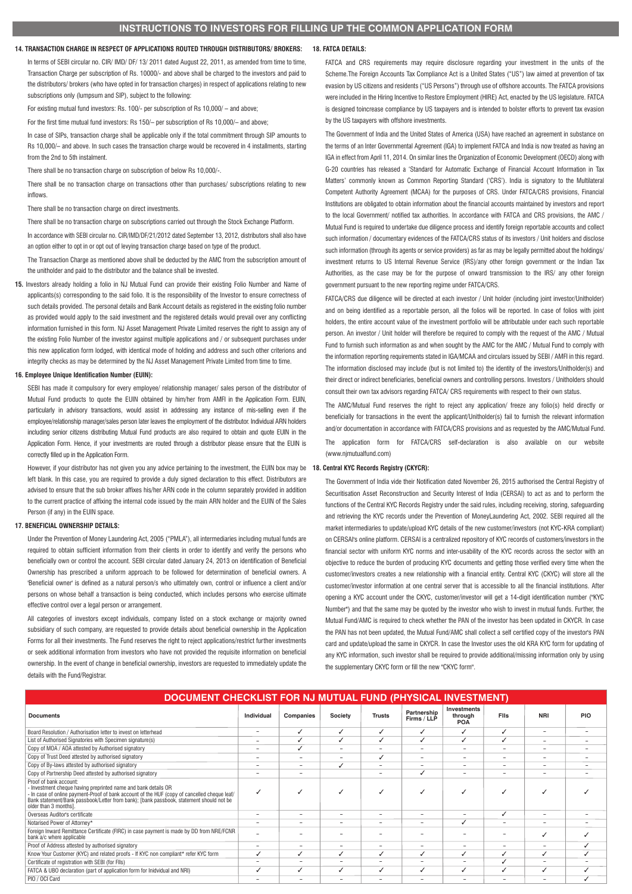# INSTRUCTIONS TO INVESTORS FOR FILLING UP THE COMMON APPLICATION FORM

**14. TRANSACTION CHARGE IN RESPECT OF APPLICATIONS ROUTED THROUGH DISTRIBUTORS/ BROKERS:**

In terms of SEBI circular no. CIR/ IMD/ DF/ 13/ 2011 dated August 22, 2011, as amended from time to time, Transaction Charge per subscription of Rs. 10000/- and above shall be charged to the investors and paid to the distributors/ brokers (who have opted in for transaction charges) in respect of applications relating to new subscriptions only (lumpsum and SIP), subject to the following:

For existing mutual fund investors: Rs. 100/- per subscription of Rs 10,000/ – and above;

For the first time mutual fund investors: Rs 150/– per subscription of Rs 10,000/– and above;

In case of SIPs, transaction charge shall be applicable only if the total commitment through SIP amounts to Rs 10,000/– and above. In such cases the transaction charge would be recovered in 4 installments, starting from the 2nd to 5th instalment.

There shall be no transaction charge on subscription of below Rs 10,000/-.

There shall be no transaction charge on transactions other than purchases/ subscriptions relating to new inflows.

There shall be no transaction charge on direct investments.

There shall be no transaction charge on subscriptions carried out through the Stock Exchange Platform.

In accordance with SEBI circular no. CIR/IMD/DF/21/2012 dated September 13, 2012, distributors shall also have an option either to opt in or opt out of levying transaction charge based on type of the product.

The Transaction Charge as mentioned above shall be deducted by the AMC from the subscription amount of the unitholder and paid to the distributor and the balance shall be invested.

**15.** Investors already holding a folio in NJ Mutual Fund can provide their existing Folio Number and Name of applicants(s) corresponding to the said folio. It is the responsibility of the Investor to ensure correctness of such details provided. The personal details and Bank Account details as registered in the existing folio number as provided would apply to the said investment and the registered details would prevail over any conflicting information furnished in this form. NJ Asset Management Private Limited reserves the right to assign any of the existing Folio Number of the investor against multiple applications and / or subsequent purchases under this new application form lodged, with identical mode of holding and address and such other criterions and integrity checks as may be determined by the NJ Asset Management Private Limited from time to time.

**16. Employee Unique Identification Number (EUIN):**

SEBI has made it compulsory for every employee/ relationship manager/ sales person of the distributor of Mutual Fund products to quote the EUIN obtained by him/her from AMFI in the Application Form. EUIN, particularly in advisory transactions, would assist in addressing any instance of mis-selling even if the employee/relationship manager/sales person later leaves the employment of the distributor. Individual ARN holders including senior citizens distributing Mutual Fund products are also required to obtain and quote EUIN in the Application Form. Hence, if your investments are routed through a distributor please ensure that the EUIN is correctly filled up in the Application Form.

However, if your distributor has not given you any advice pertaining to the investment, the EUIN box may be left blank. In this case, you are required to provide a duly signed declaration to this effect. Distributors are advised to ensure that the sub broker affixes his/her ARN code in the column separately provided in addition to the current practice of affixing the internal code issued by the main ARN holder and the EUIN of the Sales Person (if any) in the EUIN space.

**17. BENEFICIAL OWNERSHIP DETAILS:**

Under the Prevention of Money Laundering Act, 2005 ("PMLA"), all intermediaries including mutual funds are required to obtain sufficient information from their clients in order to identify and verify the persons who beneficially own or control the account. SEBI circular dated January 24, 2013 on identification of Beneficial Ownership has prescribed a uniform approach to be followed for determination of beneficial owners. A 'Beneficial owner' is defined as a natural person/s who ultimately own, control or influence a client and/or persons on whose behalf a transaction is being conducted, which includes persons who exercise ultimate effective control over a legal person or arrangement.

All categories of investors except individuals, company listed on a stock exchange or majority owned subsidiary of such company, are requested to provide details about beneficial ownership in the Application Forms for all their investments. The Fund reserves the right to reject applications/restrict further investments or seek additional information from investors who have not provided the requisite information on beneficial ownership. In the event of change in beneficial ownership, investors are requested to immediately update the details with the Fund/Registrar.

**18. FATCA DETAILS:**

FATCA and CRS requirements may require disclosure regarding your investment in the units of the Scheme.The Foreign Accounts Tax Compliance Act is a United States ("US") law aimed at prevention of tax evasion by US citizens and residents ("US Persons") through use of offshore accounts. The FATCA provisions were included in the Hiring Incentive to Restore Employment (HIRE) Act, enacted by the US legislature. FATCA is designed toincrease compliance by US taxpayers and is intended to bolster efforts to prevent tax evasion by the US taxpayers with offshore investments.

The Government of India and the United States of America (USA) have reached an agreement in substance on the terms of an Inter Governmental Agreement (IGA) to implement FATCA and India is now treated as having an IGA in effect from April 11, 2014. On similar lines the Organization of Economic Development (OECD) along with G-20 countries has released a 'Standard for Automatic Exchange of Financial Account Information in Tax Matters' commonly known as Common Reporting Standard ('CRS'). India is signatory to the Multilateral Competent Authority Agreement (MCAA) for the purposes of CRS. Under FATCA/CRS provisions, Financial Institutions are obligated to obtain information about the financial accounts maintained by investors and report to the local Government/ notified tax authorities. In accordance with FATCA and CRS provisions, the AMC / Mutual Fund is required to undertake due diligence process and identify foreign reportable accounts and collect such information / documentary evidences of the FATCA/CRS status of its investors / Unit holders and disclose such information (through its agents or service providers) as far as may be legally permitted about the holdings/ investment returns to US Internal Revenue Service (IRS)/any other foreign government or the Indian Tax Authorities, as the case may be for the purpose of onward transmission to the IRS/ any other foreign government pursuant to the new reporting regime under FATCA/CRS.

FATCA/CRS due diligence will be directed at each investor / Unit holder (including joint investor/Unitholder) and on being identified as a reportable person, all the folios will be reported. In case of folios with joint holders, the entire account value of the investment portfolio will be attributable under each such reportable person. An investor / Unit holder will therefore be required to comply with the request of the AMC / Mutual Fund to furnish such information as and when sought by the AMC for the AMC / Mutual Fund to comply with the information reporting requirements stated in IGA/MCAA and circulars issued by SEBI / AMFI in this regard. The information disclosed may include (but is not limited to) the identity of the investors/Unitholder(s) and their direct or indirect beneficiaries, beneficial owners and controlling persons. Investors / Unitholders should consult their own tax advisors regarding FATCA/ CRS requirements with respect to their own status.

The AMC/Mutual Fund reserves the right to reject any application/ freeze any folio(s) held directly or beneficially for transactions in the event the applicant/Unitholder(s) fail to furnish the relevant information and/or documentation in accordance with FATCA/CRS provisions and as requested by the AMC/Mutual Fund.

The application form for FATCA/CRS self-declaration is also available on our website (www.njmutualfund.com)

**18. Central KYC Records Registry (CKYCR):**

The Government of India vide their Notification dated November 26, 2015 authorised the Central Registry of Securitisation Asset Reconstruction and Security Interest of India (CERSAI) to act as and to perform the functions of the Central KYC Records Registry under the said rules, including receiving, storing, safeguarding and retrieving the KYC records under the Prevention of MoneyLaundering Act, 2002. SEBI required all the market intermediaries to update/upload KYC details of the new customer/investors (not KYC-KRA compliant) on CERSAI's online platform. CERSAI is a centralized repository of KYC records of customers/investors in the financial sector with uniform KYC norms and inter-usability of the KYC records across the sector with an objective to reduce the burden of producing KYC documents and getting those verified every time when the customer/investors creates a new relationship with a financial entity. Central KYC (CKYC) will store all the customer/investor information at one central server that is accessible to all the financial institutions. After opening a KYC account under the CKYC, customer/investor will get a 14-digit identification number ("KYC Number") and that the same may be quoted by the investor who wish to invest in mutual funds. Further, the Mutual Fund/AMC is required to check whether the PAN of the investor has been updated in CKYCR. In case the PAN has not been updated, the Mutual Fund/AMC shall collect a self certified copy of the investor's PAN card and update/upload the same in CKYCR. In case the Investor uses the old KRA KYC form for updating of any KYC information, such investor shall be required to provide additional/missing information only by using the supplementary CKYC form or fill the new "CKYC form".

## DOCUMENT CHECKLIST FOR NJ MUTUAL FUND (PHYSICAL INVESTMENT)

| Documents | Individual | Companies | Society | Trusts | Partnership Firms / LLP | Investments through POA | FIIs | NRI | PIO |
|---|---|---|---|---|---|---|---|---|---|
| Board Resolution / Authorisation letter to invest on letterhead | – | ✓ | ✓ | ✓ | ✓ | ✓ | ✓ | – | – |
| List of Authorised Signatories with Specimen signature(s) | – | ✓ | ✓ | ✓ | ✓ | ✓ | ✓ | – | – |
| Copy of MOA / AOA attested by Authorised signatory | – | ✓ | – | – | – | – | – | – | – |
| Copy of Trust Deed attested by authorised signatory | – | – | – | ✓ | – | – | – | – | – |
| Copy of By-laws attested by authorised signatory | – | – | ✓ | – | – | – | – | – | – |
| Copy of Partnership Deed attested by authorised signatory | – | – |  | – | ✓ | – | – | – | – |
| Proof of bank account: - Investment cheque having preprinted name and bank details OR - In case of online payment-Proof of bank account of the HUF (copy of cancelled cheque leaf/ Bank statement/Bank passbook/Letter from bank); [bank passbook, statement should not be older than 3 months]. | ✓ | ✓ | ✓ | ✓ | ✓ | ✓ | ✓ | ✓ | ✓ |
| Overseas Auditor's certificate | – | – | – | – | – | – | ✓ | – | – |
| Notarised Power of Attorney* | – | – | – | – | – | ✓ | – | – | – |
| Foreign Inward Remittance Certificate (FIRC) in case payment is made by DD from NRE/FCNR bank a/c where applicable | – | – | – | – | – | – | – | ✓ | ✓ |
| Proof of Address attested by authorised signatory | – | – | – | – | – | – | – | – | ✓ |
| Know Your Customer (KYC) and related proofs - If KYC non compliant* refer KYC form | ✓ | ✓ | ✓ | ✓ | ✓ | ✓ | ✓ | ✓ | ✓ |
| Certificate of registration with SEBI (for FIIs) | – | – | – | – | – | – | ✓ | – | – |
| FATCA & UBO declaration (part of application form for Inidvidual and NRI) | ✓ | ✓ | ✓ | ✓ | ✓ | ✓ | ✓ | ✓ | ✓ |
| PIO / OCI Card | – | – | – | – | – | – | – | – | ✓ |